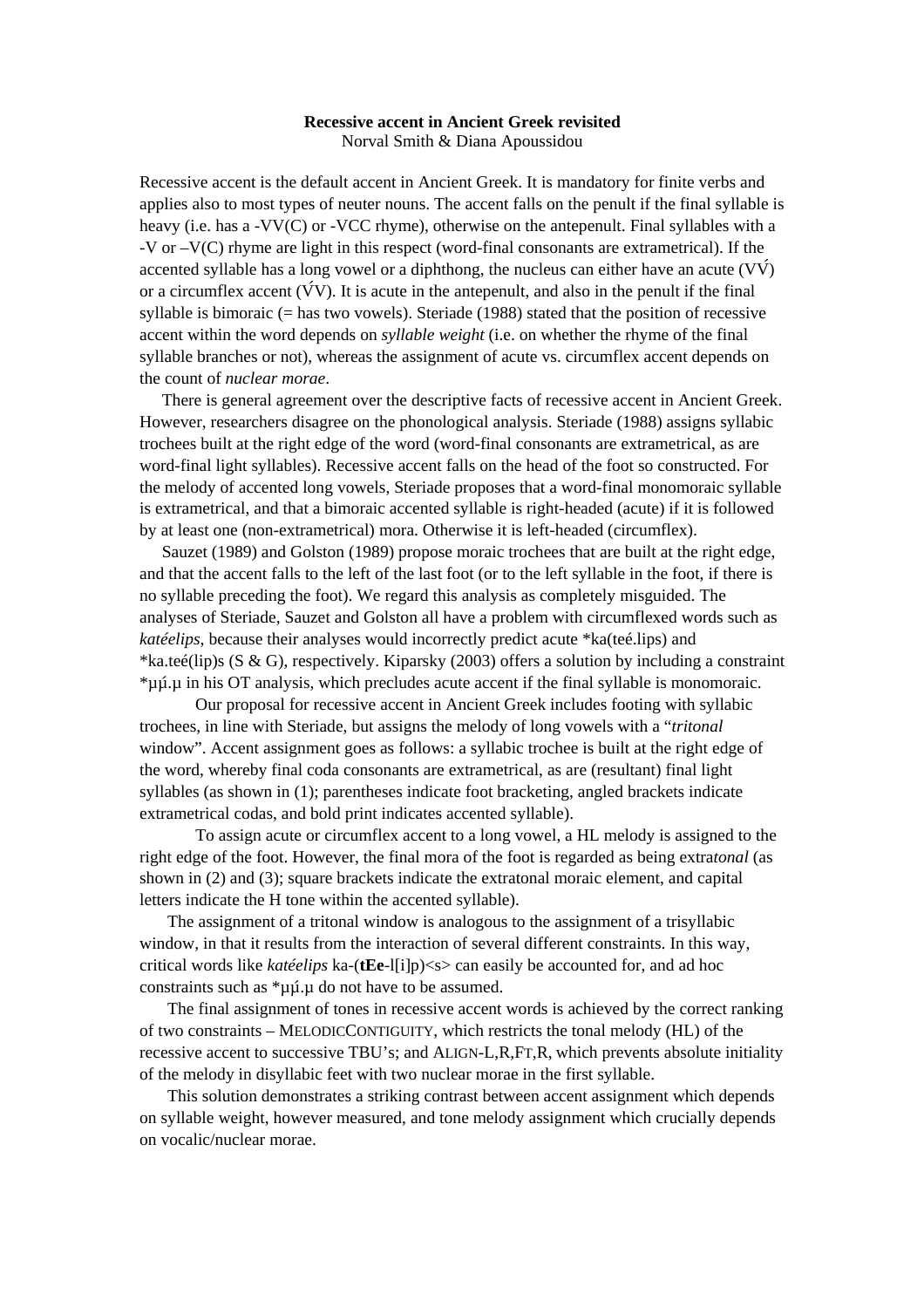**Recessive accent in Ancient Greek revisited**

Norval Smith & Diana Apoussidou

Recessive accent is the default accent in Ancient Greek. It is mandatory for finite verbs and applies also to most types of neuter nouns. The accent falls on the penult if the final syllable is heavy (i.e. has a -VV(C) or -VCC rhyme), otherwise on the antepenult. Final syllables with a -V or –V(C) rhyme are light in this respect (word-final consonants are extrametrical). If the accented syllable has a long vowel or a diphthong, the nucleus can either have an acute (VV́) or a circumflex accent (V́V). It is acute in the antepenult, and also in the penult if the final syllable is bimoraic (= has two vowels). Steriade (1988) stated that the position of recessive accent within the word depends on *syllable weight* (i.e. on whether the rhyme of the final syllable branches or not), whereas the assignment of acute vs. circumflex accent depends on the count of *nuclear morae*.

There is general agreement over the descriptive facts of recessive accent in Ancient Greek. However, researchers disagree on the phonological analysis. Steriade (1988) assigns syllabic trochees built at the right edge of the word (word-final consonants are extrametrical, as are word-final light syllables). Recessive accent falls on the head of the foot so constructed. For the melody of accented long vowels, Steriade proposes that a word-final monomoraic syllable is extrametrical, and that a bimoraic accented syllable is right-headed (acute) if it is followed by at least one (non-extrametrical) mora. Otherwise it is left-headed (circumflex).

Sauzet (1989) and Golston (1989) propose moraic trochees that are built at the right edge, and that the accent falls to the left of the last foot (or to the left syllable in the foot, if there is no syllable preceding the foot). We regard this analysis as completely misguided. The analyses of Steriade, Sauzet and Golston all have a problem with circumflexed words such as *katéelips*, because their analyses would incorrectly predict acute *ka(teé.lips) and *ka.teé(lip)s (S & G), respectively. Kiparsky (2003) offers a solution by including a constraint *μμ́.μ in his OT analysis, which precludes acute accent if the final syllable is monomoraic.

Our proposal for recessive accent in Ancient Greek includes footing with syllabic trochees, in line with Steriade, but assigns the melody of long vowels with a "*tritonal* window". Accent assignment goes as follows: a syllabic trochee is built at the right edge of the word, whereby final coda consonants are extrametrical, as are (resultant) final light syllables (as shown in (1); parentheses indicate foot bracketing, angled brackets indicate extrametrical codas, and bold print indicates accented syllable).

To assign acute or circumflex accent to a long vowel, a HL melody is assigned to the right edge of the foot. However, the final mora of the foot is regarded as being extra*tonal* (as shown in (2) and (3); square brackets indicate the extratonal moraic element, and capital letters indicate the H tone within the accented syllable).

The assignment of a tritonal window is analogous to the assignment of a trisyllabic window, in that it results from the interaction of several different constraints. In this way, critical words like *katéelips* ka-(**tEe**-l[i]p)<s> can easily be accounted for, and ad hoc constraints such as *μμ́.μ do not have to be assumed.

The final assignment of tones in recessive accent words is achieved by the correct ranking of two constraints – MELODICCONTIGUITY, which restricts the tonal melody (HL) of the recessive accent to successive TBU's; and ALIGN-L,R,FT,R, which prevents absolute initiality of the melody in disyllabic feet with two nuclear morae in the first syllable.

This solution demonstrates a striking contrast between accent assignment which depends on syllable weight, however measured, and tone melody assignment which crucially depends on vocalic/nuclear morae.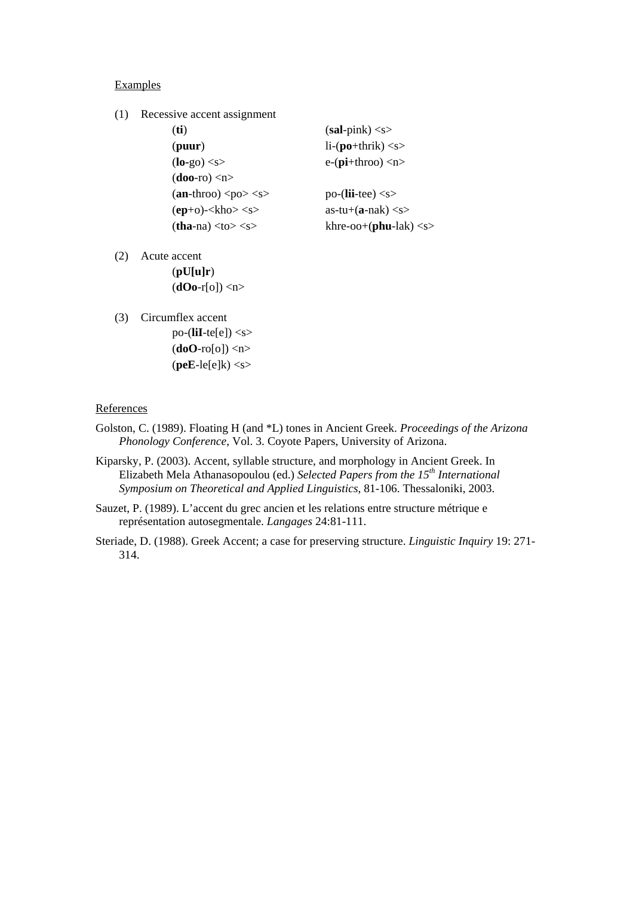Examples

(1) Recessive accent assignment

(**ti**)
(**puur**)
(**lo**-go) <s>
(**doo**-ro) <n>
(**an**-throo) <po> <s>
(**ep**+o)-<kho> <s>
(**tha**-na) <to> <s>

(**sal**-pink) <s>
li-(**po**+thrik) <s>
e-(**pi**+throo) <n>

po-(**lii**-tee) <s>
as-tu+(**a**-nak) <s>
khre-oo+(**phu**-lak) <s>

(2) Acute accent

(**pU[u]r**)
(**dOo**-r[o]) <n>

(3) Circumflex accent

po-(**liI**-te[e]) <s>
(**doO**-ro[o]) <n>
(**peE**-le[e]k) <s>

References

Golston, C. (1989). Floating H (and *L) tones in Ancient Greek. *Proceedings of the Arizona Phonology Conference*, Vol. 3. Coyote Papers, University of Arizona.

Kiparsky, P. (2003). Accent, syllable structure, and morphology in Ancient Greek. In Elizabeth Mela Athanasopoulou (ed.) *Selected Papers from the 15th International Symposium on Theoretical and Applied Linguistics*, 81-106. Thessaloniki, 2003.

Sauzet, P. (1989). L'accent du grec ancien et les relations entre structure métrique e représentation autosegmentale. *Langages* 24:81-111.

Steriade, D. (1988). Greek Accent; a case for preserving structure. *Linguistic Inquiry* 19: 271-314.